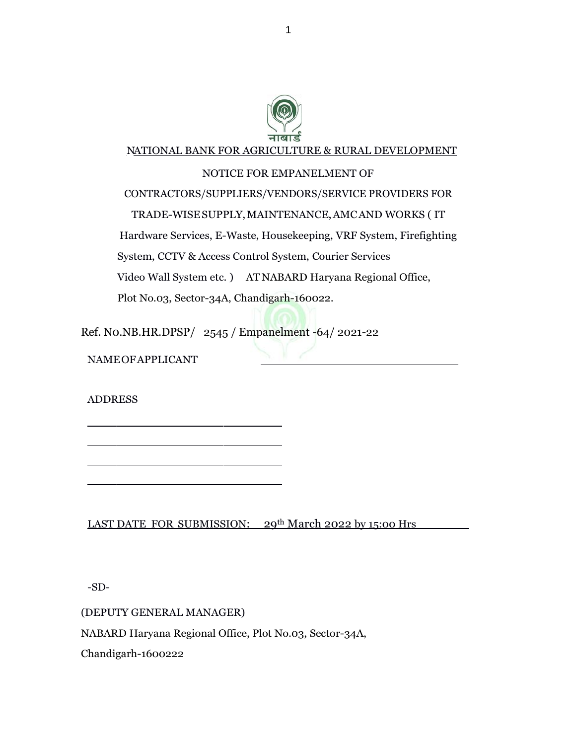नाबार्ड

# NATIONAL BANK FOR AGRICULTURE & RURAL DEVELOPMENT

NOTICE FOR EMPANELMENT OF CONTRACTORS/SUPPLIERS/VENDORS/SERVICE PROVIDERS FOR TRADE-WISE SUPPLY, MAINTENANCE, AMC AND WORKS ( IT Hardware Services, E-Waste, Housekeeping, VRF System, Firefighting System, CCTV & Access Control System, Courier Services Video Wall System etc. ) AT NABARD Haryana Regional Office, Plot No.03, Sector-34A, Chandigarh-160022.

Ref. No.NB.HR.DPSP/ 2545 / Empanelment -64/ 2021-22

NAME OF APPLICANT ______________________________

ADDRESS

______________________________

______________________________

______________________________

______________________________

LAST DATE FOR SUBMISSION: 29th March 2022 by 15:00 Hrs

-SD-

(DEPUTY GENERAL MANAGER)

NABARD Haryana Regional Office, Plot No.03, Sector-34A,

Chandigarh-1600222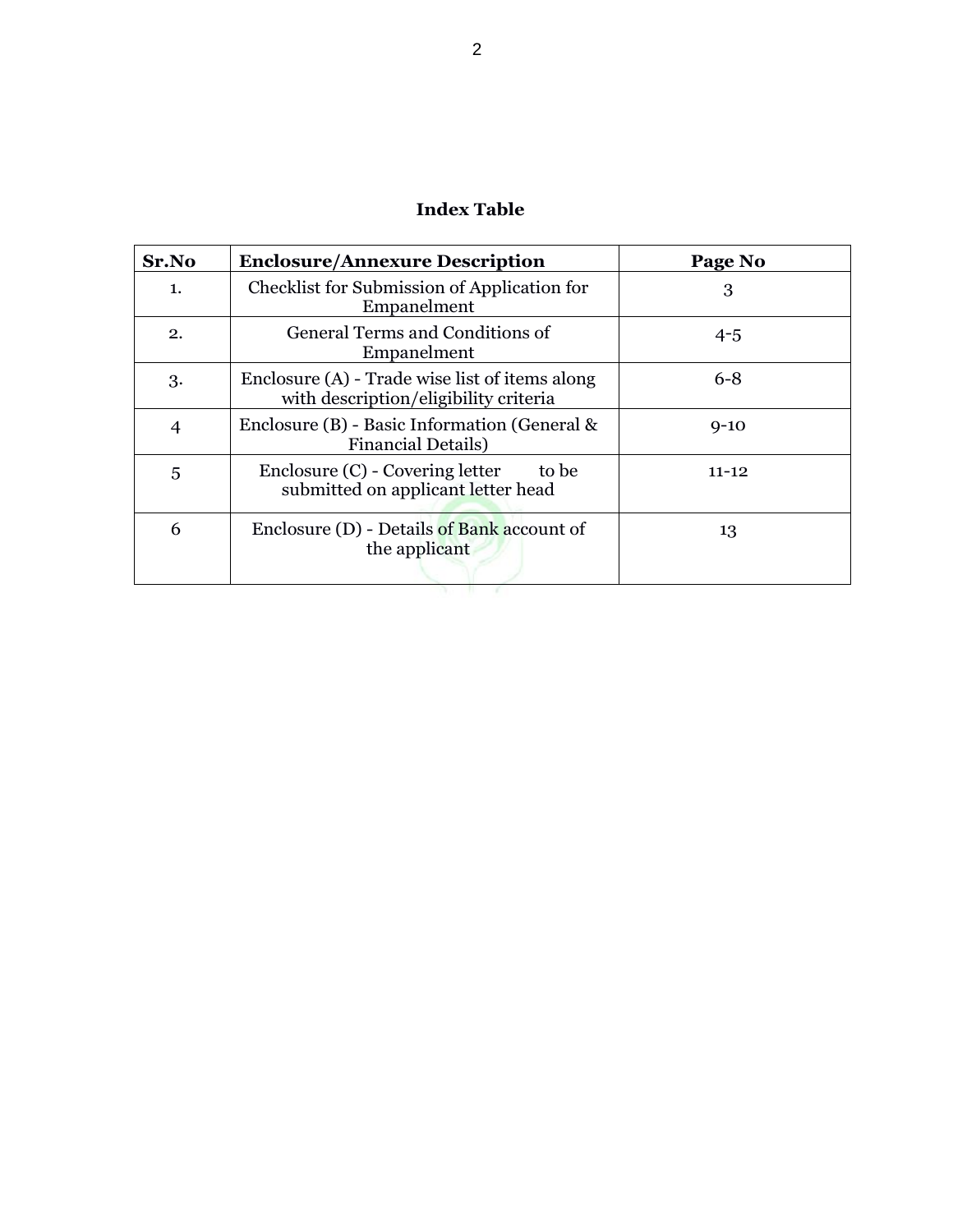**Index Table**

| Sr.No | Enclosure/Annexure Description | Page No |
|---|---|---|
| 1. | Checklist for Submission of Application for Empanelment | 3 |
| 2. | General Terms and Conditions of Empanelment | 4-5 |
| 3. | Enclosure (A) - Trade wise list of items along with description/eligibility criteria | 6-8 |
| 4 | Enclosure (B) - Basic Information (General & Financial Details) | 9-10 |
| 5 | Enclosure (C) - Covering letter to be submitted on applicant letter head | 11-12 |
| 6 | Enclosure (D) - Details of Bank account of the applicant | 13 |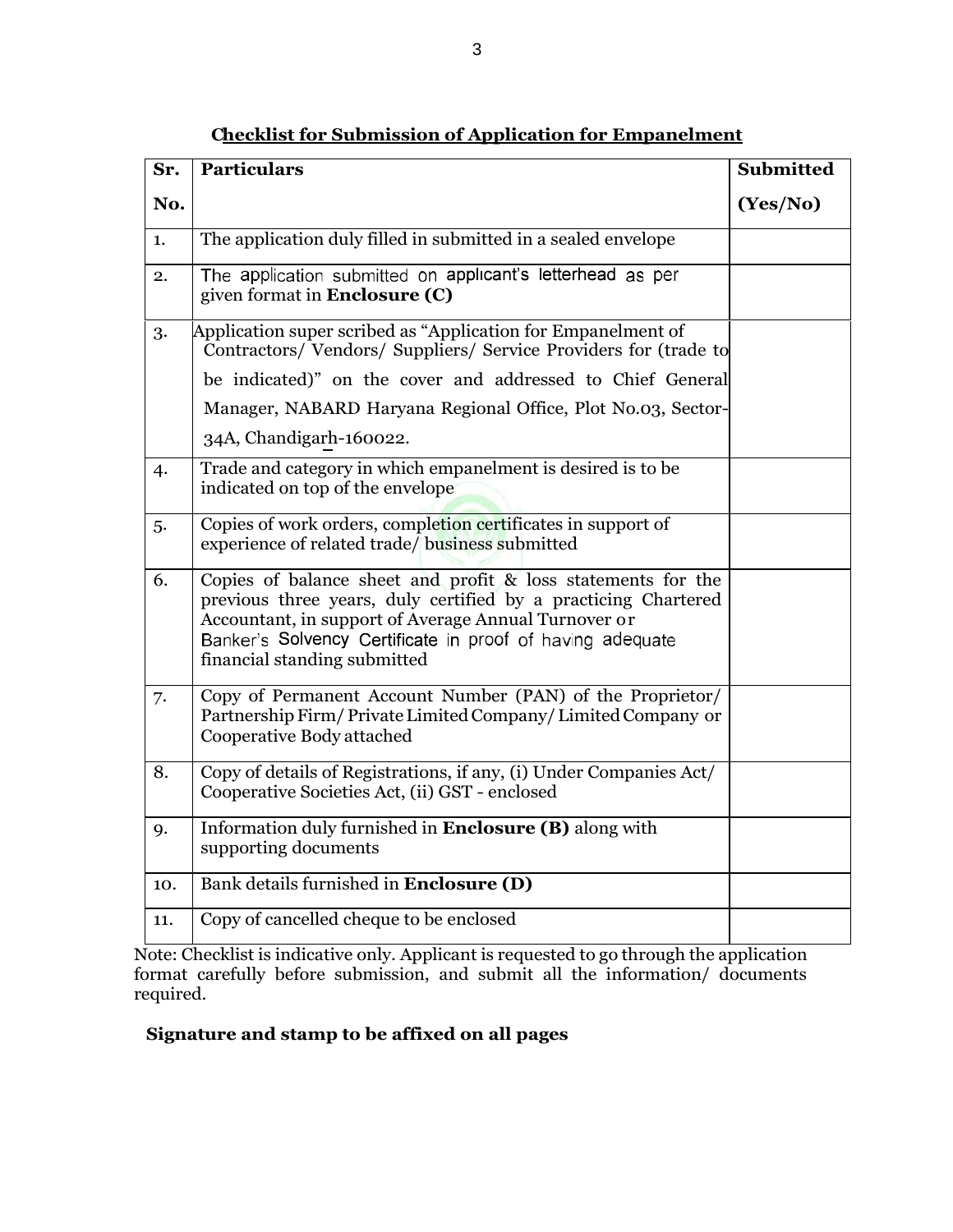## Checklist for Submission of Application for Empanelment

| Sr. No. | Particulars | Submitted (Yes/No) |
|---|---|---|
| 1. | The application duly filled in submitted in a sealed envelope | |
| 2. | The application submitted on applicant's letterhead as per given format in **Enclosure (C)** | |
| 3. | Application super scribed as "Application for Empanelment of Contractors/ Vendors/ Suppliers/ Service Providers for (trade to be indicated)" on the cover and addressed to Chief General Manager, NABARD Haryana Regional Office, Plot No.03, Sector-34A, Chandigarh-160022. | |
| 4. | Trade and category in which empanelment is desired is to be indicated on top of the envelope | |
| 5. | Copies of work orders, completion certificates in support of experience of related trade/ business submitted | |
| 6. | Copies of balance sheet and profit & loss statements for the previous three years, duly certified by a practicing Chartered Accountant, in support of Average Annual Turnover or Banker's Solvency Certificate in proof of having adequate financial standing submitted | |
| 7. | Copy of Permanent Account Number (PAN) of the Proprietor/ Partnership Firm/ Private Limited Company/ Limited Company or Cooperative Body attached | |
| 8. | Copy of details of Registrations, if any, (i) Under Companies Act/ Cooperative Societies Act, (ii) GST - enclosed | |
| 9. | Information duly furnished in **Enclosure (B)** along with supporting documents | |
| 10. | Bank details furnished in **Enclosure (D)** | |
| 11. | Copy of cancelled cheque to be enclosed | |

Note: Checklist is indicative only. Applicant is requested to go through the application format carefully before submission, and submit all the information/ documents required.

**Signature and stamp to be affixed on all pages**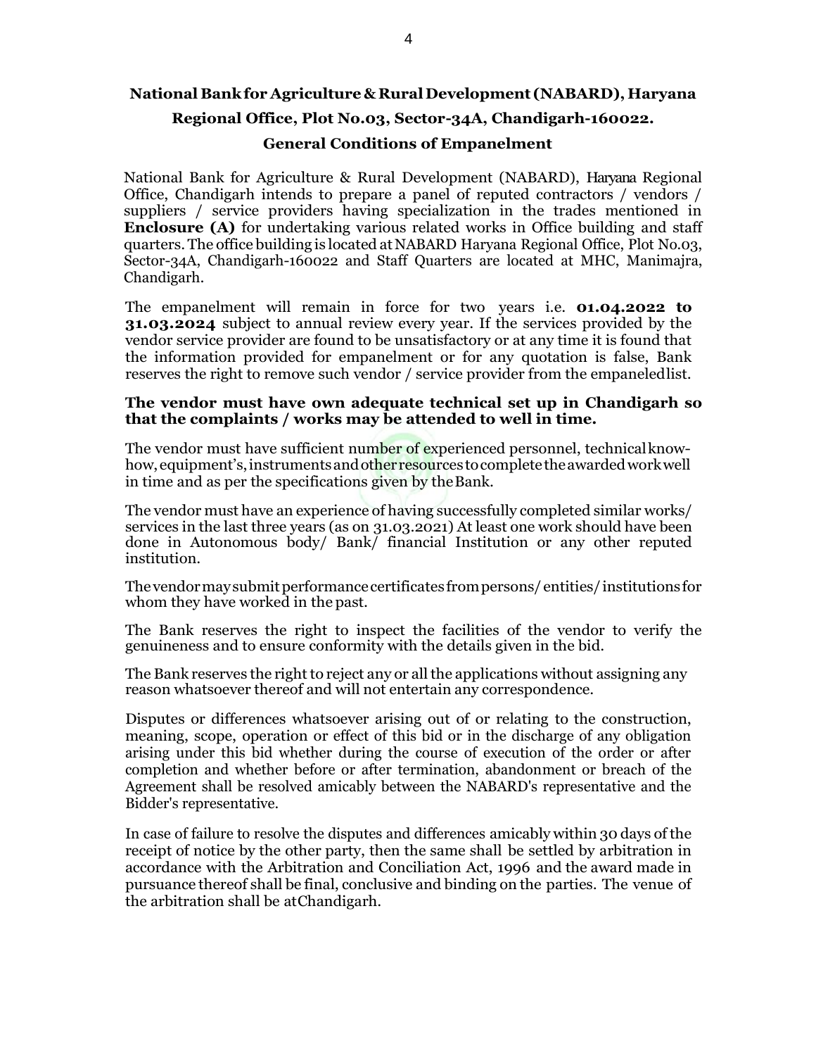# National Bank for Agriculture & Rural Development (NABARD), Haryana Regional Office, Plot No.03, Sector-34A, Chandigarh-160022.

## General Conditions of Empanelment

National Bank for Agriculture & Rural Development (NABARD), Haryana Regional Office, Chandigarh intends to prepare a panel of reputed contractors / vendors / suppliers / service providers having specialization in the trades mentioned in **Enclosure (A)** for undertaking various related works in Office building and staff quarters. The office building is located at NABARD Haryana Regional Office, Plot No.03, Sector-34A, Chandigarh-160022 and Staff Quarters are located at MHC, Manimajra, Chandigarh.

The empanelment will remain in force for two years i.e. **01.04.2022 to 31.03.2024** subject to annual review every year. If the services provided by the vendor service provider are found to be unsatisfactory or at any time it is found that the information provided for empanelment or for any quotation is false, Bank reserves the right to remove such vendor / service provider from the empaneled list.

**The vendor must have own adequate technical set up in Chandigarh so that the complaints / works may be attended to well in time.**

The vendor must have sufficient number of experienced personnel, technical know-how, equipment's, instruments and other resources to complete the awarded work well in time and as per the specifications given by the Bank.

The vendor must have an experience of having successfully completed similar works/ services in the last three years (as on 31.03.2021) At least one work should have been done in Autonomous body/ Bank/ financial Institution or any other reputed institution.

The vendor may submit performance certificates from persons/ entities/ institutions for whom they have worked in the past.

The Bank reserves the right to inspect the facilities of the vendor to verify the genuineness and to ensure conformity with the details given in the bid.

The Bank reserves the right to reject any or all the applications without assigning any reason whatsoever thereof and will not entertain any correspondence.

Disputes or differences whatsoever arising out of or relating to the construction, meaning, scope, operation or effect of this bid or in the discharge of any obligation arising under this bid whether during the course of execution of the order or after completion and whether before or after termination, abandonment or breach of the Agreement shall be resolved amicably between the NABARD's representative and the Bidder's representative.

In case of failure to resolve the disputes and differences amicably within 30 days of the receipt of notice by the other party, then the same shall be settled by arbitration in accordance with the Arbitration and Conciliation Act, 1996 and the award made in pursuance thereof shall be final, conclusive and binding on the parties. The venue of the arbitration shall be at Chandigarh.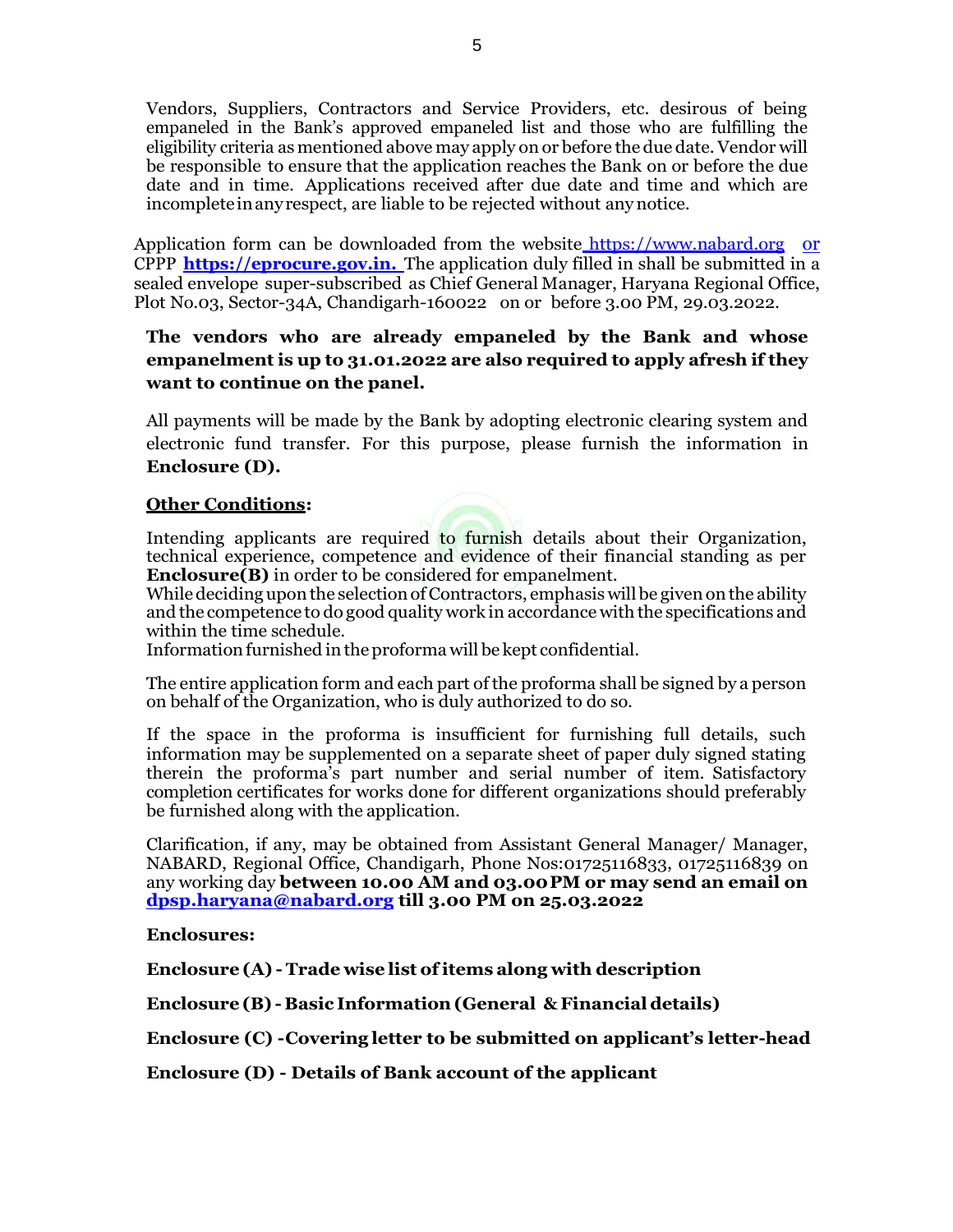Vendors, Suppliers, Contractors and Service Providers, etc. desirous of being empaneled in the Bank's approved empaneled list and those who are fulfilling the eligibility criteria as mentioned above may apply on or before the due date. Vendor will be responsible to ensure that the application reaches the Bank on or before the due date and in time. Applications received after due date and time and which are incomplete in any respect, are liable to be rejected without any notice.

Application form can be downloaded from the website https://www.nabard.org or CPPP **https://eprocure.gov.in.** The application duly filled in shall be submitted in a sealed envelope super-subscribed as Chief General Manager, Haryana Regional Office, Plot No.03, Sector-34A, Chandigarh-160022 on or before 3.00 PM, 29.03.2022.

**The vendors who are already empaneled by the Bank and whose empanelment is up to 31.01.2022 are also required to apply afresh if they want to continue on the panel.**

All payments will be made by the Bank by adopting electronic clearing system and electronic fund transfer. For this purpose, please furnish the information in **Enclosure (D).**

**Other Conditions:**

Intending applicants are required to furnish details about their Organization, technical experience, competence and evidence of their financial standing as per **Enclosure(B)** in order to be considered for empanelment.
While deciding upon the selection of Contractors, emphasis will be given on the ability and the competence to do good quality work in accordance with the specifications and within the time schedule.
Information furnished in the proforma will be kept confidential.

The entire application form and each part of the proforma shall be signed by a person on behalf of the Organization, who is duly authorized to do so.

If the space in the proforma is insufficient for furnishing full details, such information may be supplemented on a separate sheet of paper duly signed stating therein the proforma's part number and serial number of item. Satisfactory completion certificates for works done for different organizations should preferably be furnished along with the application.

Clarification, if any, may be obtained from Assistant General Manager/ Manager, NABARD, Regional Office, Chandigarh, Phone Nos:01725116833, 01725116839 on any working day **between 10.00 AM and 03.00 PM or may send an email on dpsp.haryana@nabard.org till 3.00 PM on 25.03.2022**

**Enclosures:**

**Enclosure (A) - Trade wise list of items along with description**

**Enclosure (B) - Basic Information (General & Financial details)**

**Enclosure (C) -Covering letter to be submitted on applicant's letter-head**

**Enclosure (D) - Details of Bank account of the applicant**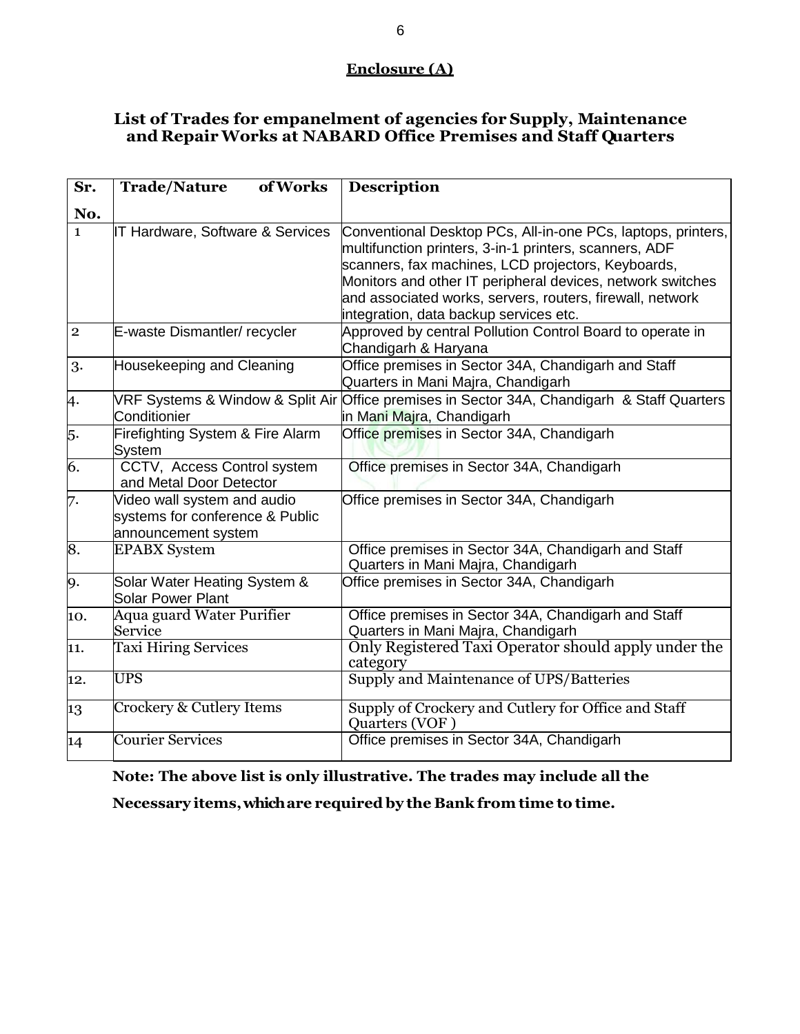**Enclosure (A)**

## List of Trades for empanelment of agencies for Supply, Maintenance and Repair Works at NABARD Office Premises and Staff Quarters

| Sr. No. | Trade/Nature of Works | Description |
|---|---|---|
| 1 | IT Hardware, Software & Services | Conventional Desktop PCs, All-in-one PCs, laptops, printers, multifunction printers, 3-in-1 printers, scanners, ADF scanners, fax machines, LCD projectors, Keyboards, Monitors and other IT peripheral devices, network switches and associated works, servers, routers, firewall, network integration, data backup services etc. |
| 2 | E-waste Dismantler/ recycler | Approved by central Pollution Control Board to operate in Chandigarh & Haryana |
| 3. | Housekeeping and Cleaning | Office premises in Sector 34A, Chandigarh and Staff Quarters in Mani Majra, Chandigarh |
| 4. | VRF Systems & Window & Split Air Conditionier | Office premises in Sector 34A, Chandigarh & Staff Quarters in Mani Majra, Chandigarh |
| 5. | Firefighting System & Fire Alarm System | Office premises in Sector 34A, Chandigarh |
| 6. | CCTV, Access Control system and Metal Door Detector | Office premises in Sector 34A, Chandigarh |
| 7. | Video wall system and audio systems for conference & Public announcement system | Office premises in Sector 34A, Chandigarh |
| 8. | EPABX System | Office premises in Sector 34A, Chandigarh and Staff Quarters in Mani Majra, Chandigarh |
| 9. | Solar Water Heating System & Solar Power Plant | Office premises in Sector 34A, Chandigarh |
| 10. | Aqua guard Water Purifier Service | Office premises in Sector 34A, Chandigarh and Staff Quarters in Mani Majra, Chandigarh |
| 11. | Taxi Hiring Services | Only Registered Taxi Operator should apply under the category |
| 12. | UPS | Supply and Maintenance of UPS/Batteries |
| 13 | Crockery & Cutlery Items | Supply of Crockery and Cutlery for Office and Staff Quarters (VOF ) |
| 14 | Courier Services | Office premises in Sector 34A, Chandigarh |

**Note: The above list is only illustrative. The trades may include all the Necessary items, which are required by the Bank from time to time.**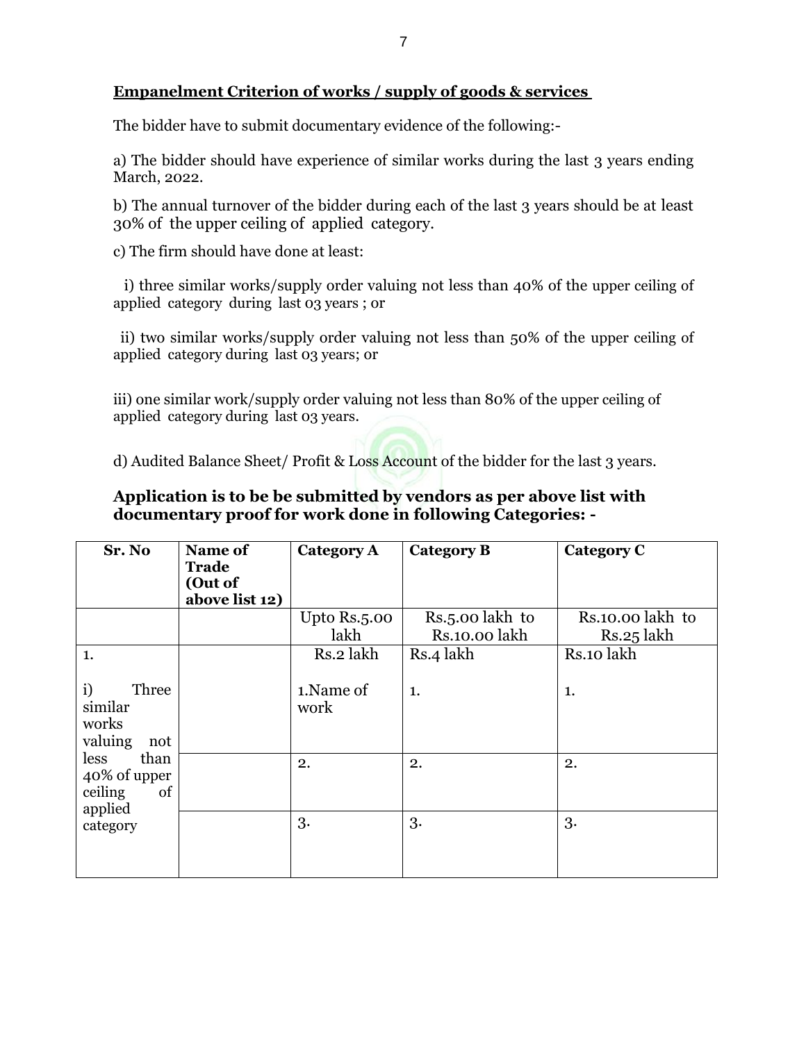**Empanelment Criterion of works / supply of goods & services**

The bidder have to submit documentary evidence of the following:-

a) The bidder should have experience of similar works during the last 3 years ending March, 2022.

b) The annual turnover of the bidder during each of the last 3 years should be at least 30% of the upper ceiling of applied category.

c) The firm should have done at least:

i) three similar works/supply order valuing not less than 40% of the upper ceiling of applied category during last 03 years ; or

ii) two similar works/supply order valuing not less than 50% of the upper ceiling of applied category during last 03 years; or

iii) one similar work/supply order valuing not less than 80% of the upper ceiling of applied category during last 03 years.

d) Audited Balance Sheet/ Profit & Loss Account of the bidder for the last 3 years.

**Application is to be be submitted by vendors as per above list with documentary proof for work done in following Categories: -**

| Sr. No | Name of Trade (Out of above list 12) | Category A | Category B | Category C |
|---|---|---|---|---|
| | | Upto Rs.5.00 lakh | Rs.5.00 lakh to Rs.10.00 lakh | Rs.10.00 lakh to Rs.25 lakh |
| 1.<br><br>i) Three similar works valuing not less than 40% of upper ceiling of applied category | | Rs.2 lakh<br><br>1.Name of work | Rs.4 lakh<br><br>1. | Rs.10 lakh<br><br>1. |
| | | 2. | 2. | 2. |
| | | 3. | 3. | 3. |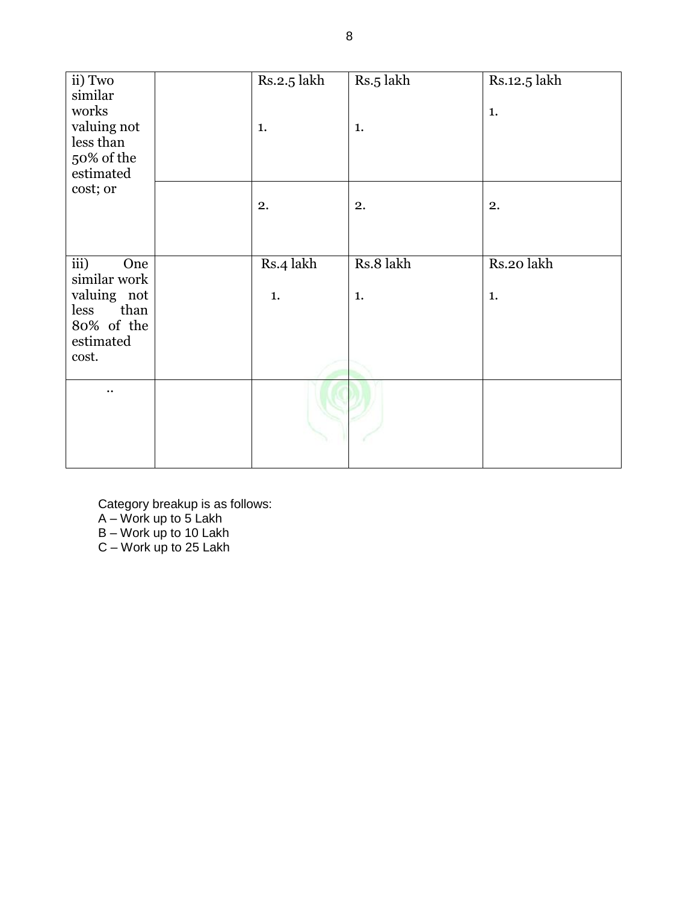| ii) Two similar works valuing not less than 50% of the estimated cost; or | | Rs.2.5 lakh<br><br>1. | Rs.5 lakh<br><br>1. | Rs.12.5 lakh<br><br>1. |
|---|---|---|---|---|
| | | 2. | 2. | 2. |
| iii) One similar work valuing not less than 80% of the estimated cost. | | Rs.4 lakh<br><br>1. | Rs.8 lakh<br><br>1. | Rs.20 lakh<br><br>1. |
| .. | | | | |

Category breakup is as follows:
A – Work up to 5 Lakh
B – Work up to 10 Lakh
C – Work up to 25 Lakh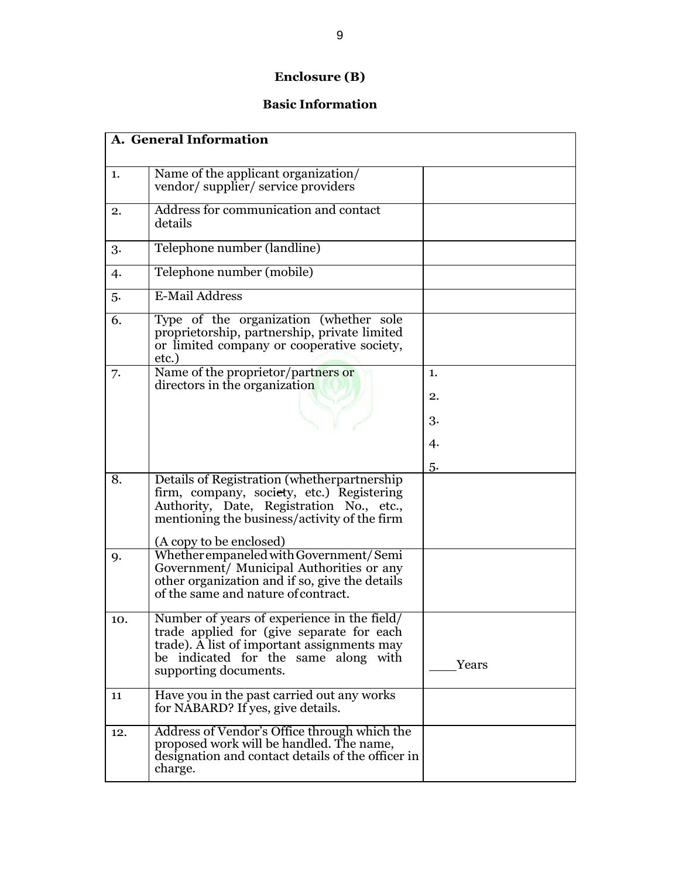# Enclosure (B)

## Basic Information

| A. General Information | | |
|---|---|---|
| 1. | Name of the applicant organization/ vendor/ supplier/ service providers | |
| 2. | Address for communication and contact details | |
| 3. | Telephone number (landline) | |
| 4. | Telephone number (mobile) | |
| 5. | E-Mail Address | |
| 6. | Type of the organization (whether sole proprietorship, partnership, private limited or limited company or cooperative society, etc.) | |
| 7. | Name of the proprietor/partners or directors in the organization | 1.<br>2.<br>3.<br>4.<br>5. |
| 8. | Details of Registration (whetherpartnership firm, company, society, etc.) Registering Authority, Date, Registration No., etc., mentioning the business/activity of the firm<br><br>(A copy to be enclosed) | |
| 9. | Whether empaneled with Government/ Semi Government/ Municipal Authorities or any other organization and if so, give the details of the same and nature of contract. | |
| 10. | Number of years of experience in the field/ trade applied for (give separate for each trade). A list of important assignments may be indicated for the same along with supporting documents. | ____Years |
| 11 | Have you in the past carried out any works for NABARD? If yes, give details. | |
| 12. | Address of Vendor's Office through which the proposed work will be handled. The name, designation and contact details of the officer in charge. | |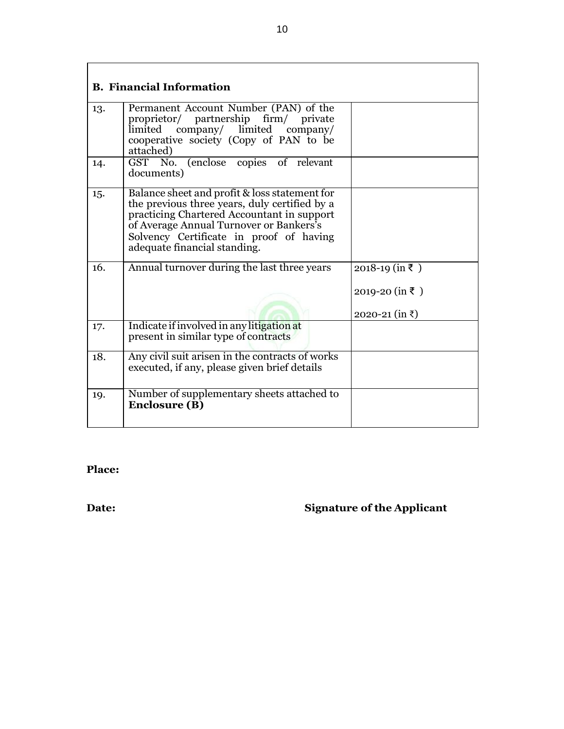| **B. Financial Information** | | |
|---|---|---|
| 13. | Permanent Account Number (PAN) of the proprietor/ partnership firm/ private limited company/ limited company/ cooperative society (Copy of PAN to be attached) | |
| 14. | GST No. (enclose copies of relevant documents) | |
| 15. | Balance sheet and profit & loss statement for the previous three years, duly certified by a practicing Chartered Accountant in support of Average Annual Turnover or Bankers's Solvency Certificate in proof of having adequate financial standing. | |
| 16. | Annual turnover during the last three years | 2018-19 (in ₹ )<br><br>2019-20 (in ₹ )<br><br>2020-21 (in ₹) |
| 17. | Indicate if involved in any litigation at present in similar type of contracts | |
| 18. | Any civil suit arisen in the contracts of works executed, if any, please given brief details | |
| 19. | Number of supplementary sheets attached to **Enclosure (B)** | |

**Place:**

**Date:** **Signature of the Applicant**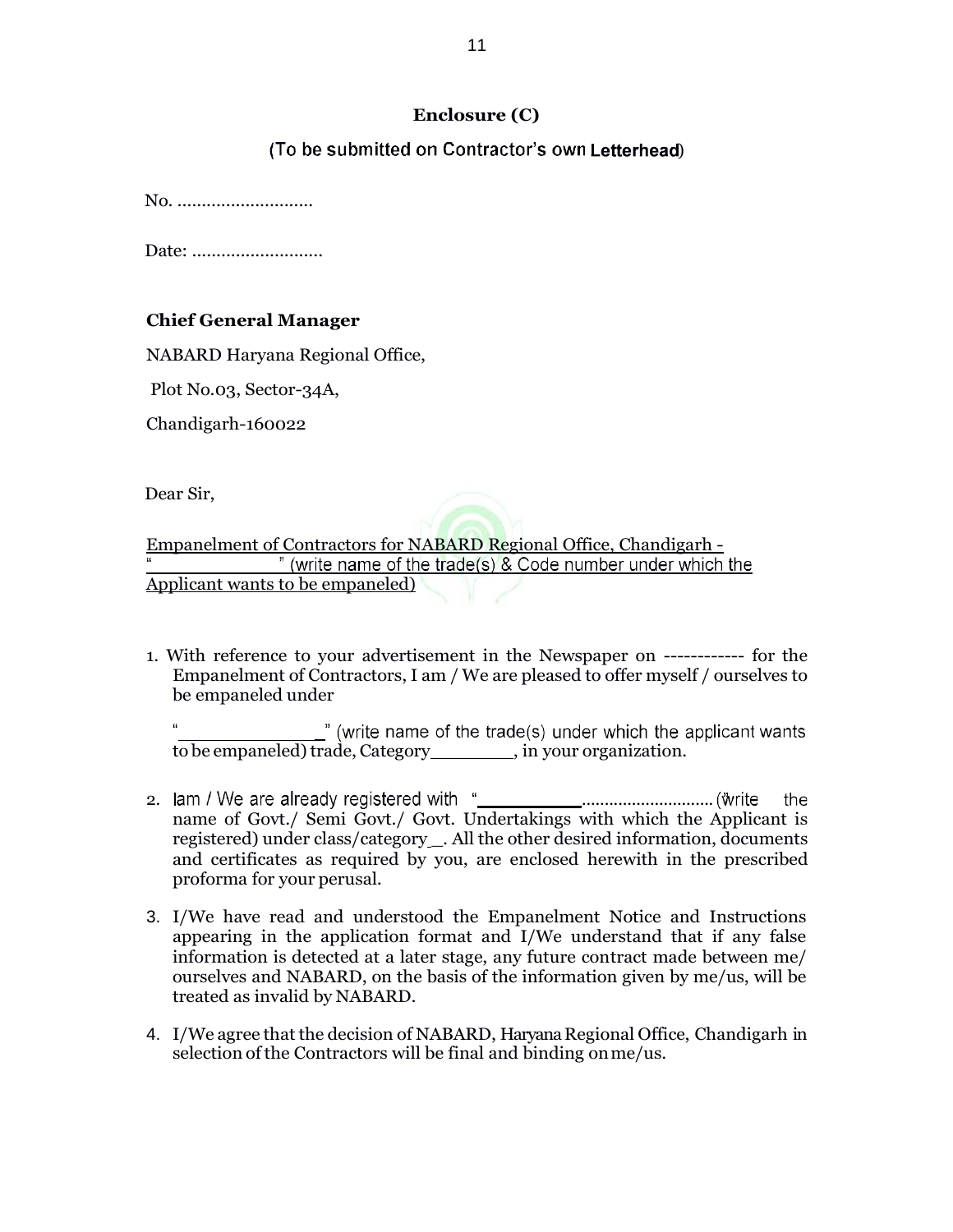**Enclosure (C)**

(To be submitted on Contractor's own **Letterhead**)

No. ............................

Date: ...........................

**Chief General Manager**

NABARD Haryana Regional Office,

Plot No.03, Sector-34A,

Chandigarh-160022

Dear Sir,

Empanelment of Contractors for NABARD Regional Office, Chandigarh - "\_\_\_\_\_\_\_\_\_\_\_\_\_" (write name of the trade(s) & Code number under which the Applicant wants to be empaneled)

1. With reference to your advertisement in the Newspaper on ------------ for the Empanelment of Contractors, I am / We are pleased to offer myself / ourselves to be empaneled under

   "\_\_\_\_\_\_\_\_\_\_\_\_\_" (write name of the trade(s) under which the applicant wants to be empaneled) trade, Category\_\_\_\_\_\_\_\_, in your organization.

2. Iam / We are already registered with "\_\_\_\_\_\_\_\_\_\_............................ (write the name of Govt./ Semi Govt./ Govt. Undertakings with which the Applicant is registered) under class/category\_. All the other desired information, documents and certificates as required by you, are enclosed herewith in the prescribed proforma for your perusal.

3. I/We have read and understood the Empanelment Notice and Instructions appearing in the application format and I/We understand that if any false information is detected at a later stage, any future contract made between me/ ourselves and NABARD, on the basis of the information given by me/us, will be treated as invalid by NABARD.

4. I/We agree that the decision of NABARD, Haryana Regional Office, Chandigarh in selection of the Contractors will be final and binding on me/us.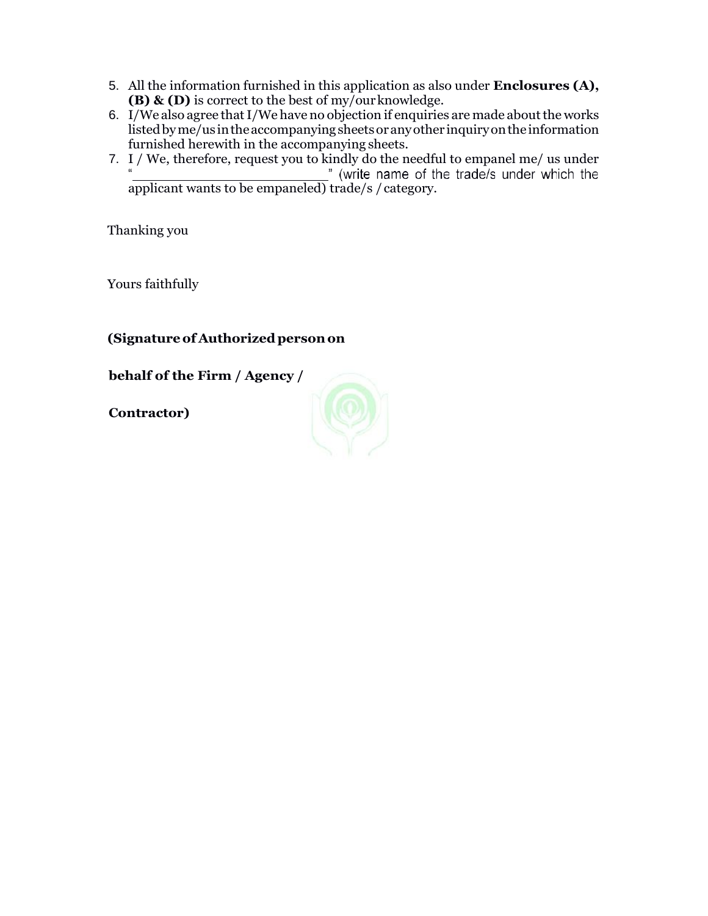5. All the information furnished in this application as also under **Enclosures (A), (B) & (D)** is correct to the best of my/our knowledge.
6. I/We also agree that I/We have no objection if enquiries are made about the works listed by me/us in the accompanying sheets or any other inquiry on the information furnished herewith in the accompanying sheets.
7. I / We, therefore, request you to kindly do the needful to empanel me/ us under "\_\_\_\_\_\_\_\_\_\_\_\_\_\_\_\_\_\_\_\_\_\_\_\_\_\_" (write name of the trade/s under which the applicant wants to be empaneled) trade/s / category.

Thanking you

Yours faithfully

**(Signature of Authorized person on**

**behalf of the Firm / Agency /**

**Contractor)**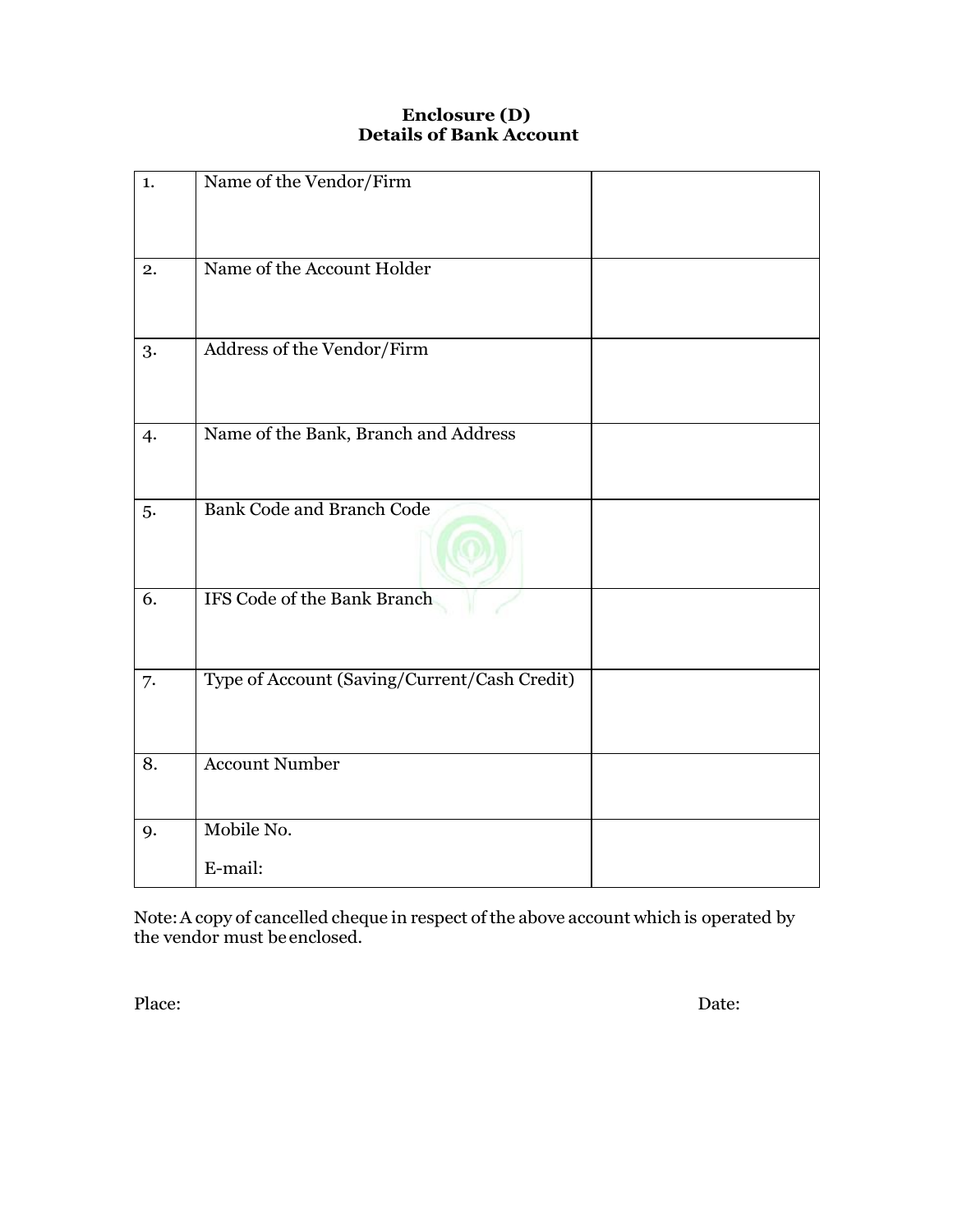**Enclosure (D)**
**Details of Bank Account**

| | | |
|---|---|---|
| 1. | Name of the Vendor/Firm | |
| 2. | Name of the Account Holder | |
| 3. | Address of the Vendor/Firm | |
| 4. | Name of the Bank, Branch and Address | |
| 5. | Bank Code and Branch Code | |
| 6. | IFS Code of the Bank Branch | |
| 7. | Type of Account (Saving/Current/Cash Credit) | |
| 8. | Account Number | |
| 9. | Mobile No.<br><br>E-mail: | |

Note: A copy of cancelled cheque in respect of the above account which is operated by the vendor must be enclosed.

Place: Date: